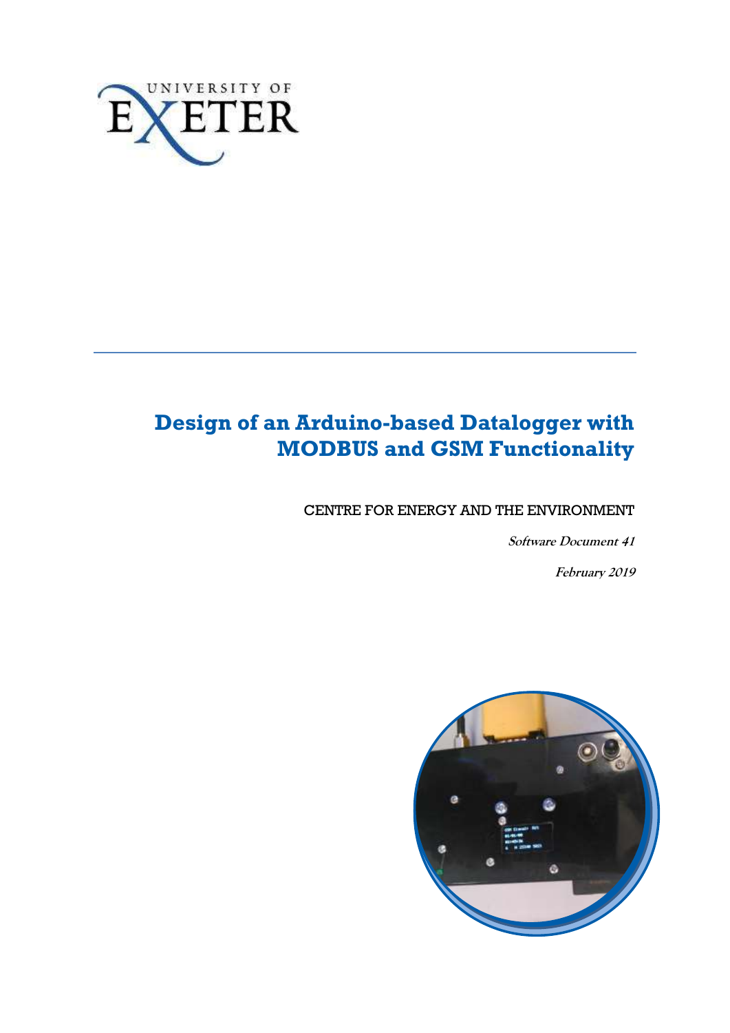# Design of an Arduino-based Datalogger with MODBUS and GSM Functionality

CENTRE FOR ENERGY AND THE ENVIRONMENT

***Software Document 41***

***February 2019***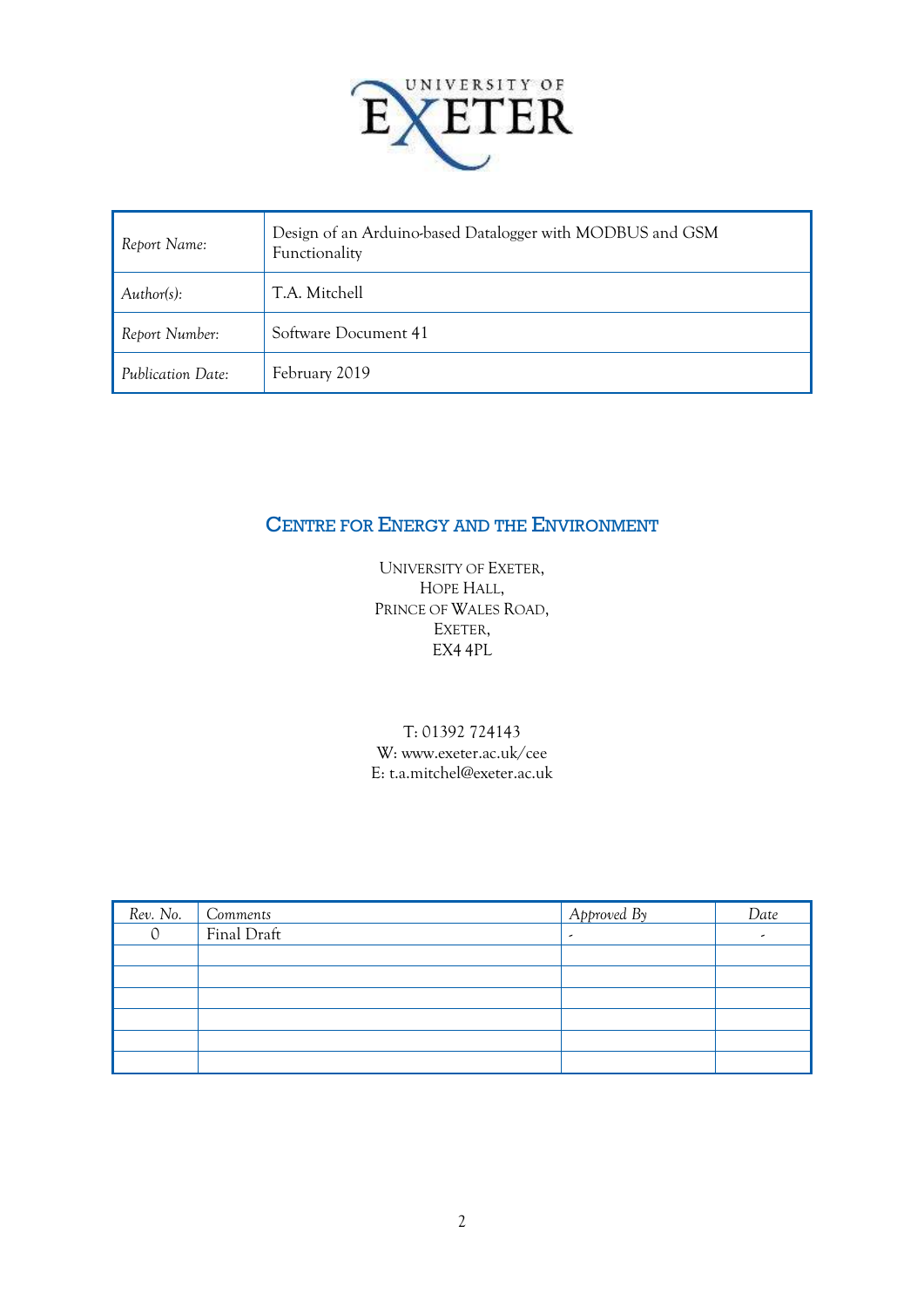UNIVERSITY OF EXETER

| Report Name: | Design of an Arduino-based Datalogger with MODBUS and GSM Functionality |
|---|---|
| Author(s): | T.A. Mitchell |
| Report Number: | Software Document 41 |
| Publication Date: | February 2019 |

## CENTRE FOR ENERGY AND THE ENVIRONMENT

UNIVERSITY OF EXETER,
HOPE HALL,
PRINCE OF WALES ROAD,
EXETER,
EX4 4PL

T: 01392 724143
W: www.exeter.ac.uk/cee
E: t.a.mitchel@exeter.ac.uk

| Rev. No. | Comments | Approved By | Date |
|---|---|---|---|
| 0 | Final Draft | - | - |
| | | | |
| | | | |
| | | | |
| | | | |
| | | | |
| | | | |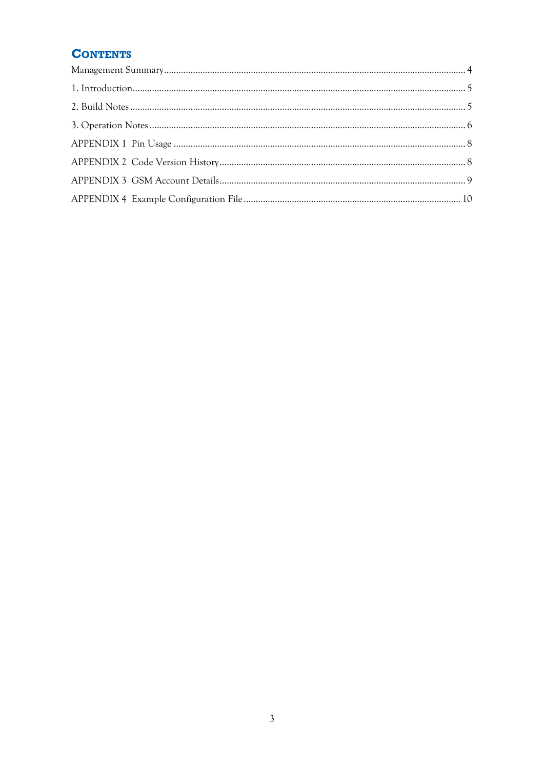# Contents

Management Summary ........................................................................................................ 4

1. Introduction ........................................................................................................................ 5

2. Build Notes ......................................................................................................................... 5

3. Operation Notes ................................................................................................................. 6

APPENDIX 1 Pin Usage ....................................................................................................... 8

APPENDIX 2 Code Version History .................................................................................... 8

APPENDIX 3 GSM Account Details .................................................................................... 9

APPENDIX 4 Example Configuration File ......................................................................... 10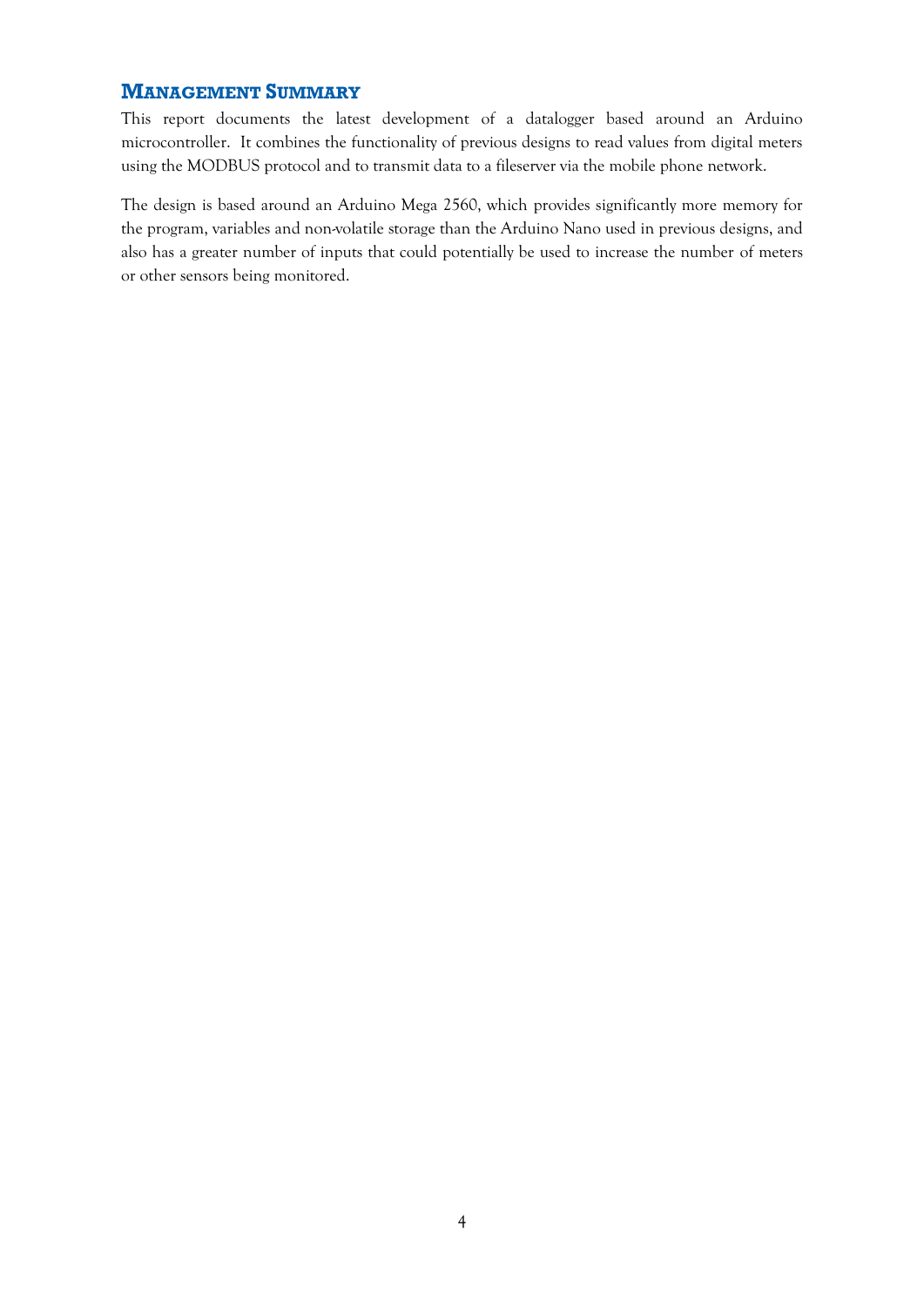## Management Summary

This report documents the latest development of a datalogger based around an Arduino microcontroller. It combines the functionality of previous designs to read values from digital meters using the MODBUS protocol and to transmit data to a fileserver via the mobile phone network.

The design is based around an Arduino Mega 2560, which provides significantly more memory for the program, variables and non-volatile storage than the Arduino Nano used in previous designs, and also has a greater number of inputs that could potentially be used to increase the number of meters or other sensors being monitored.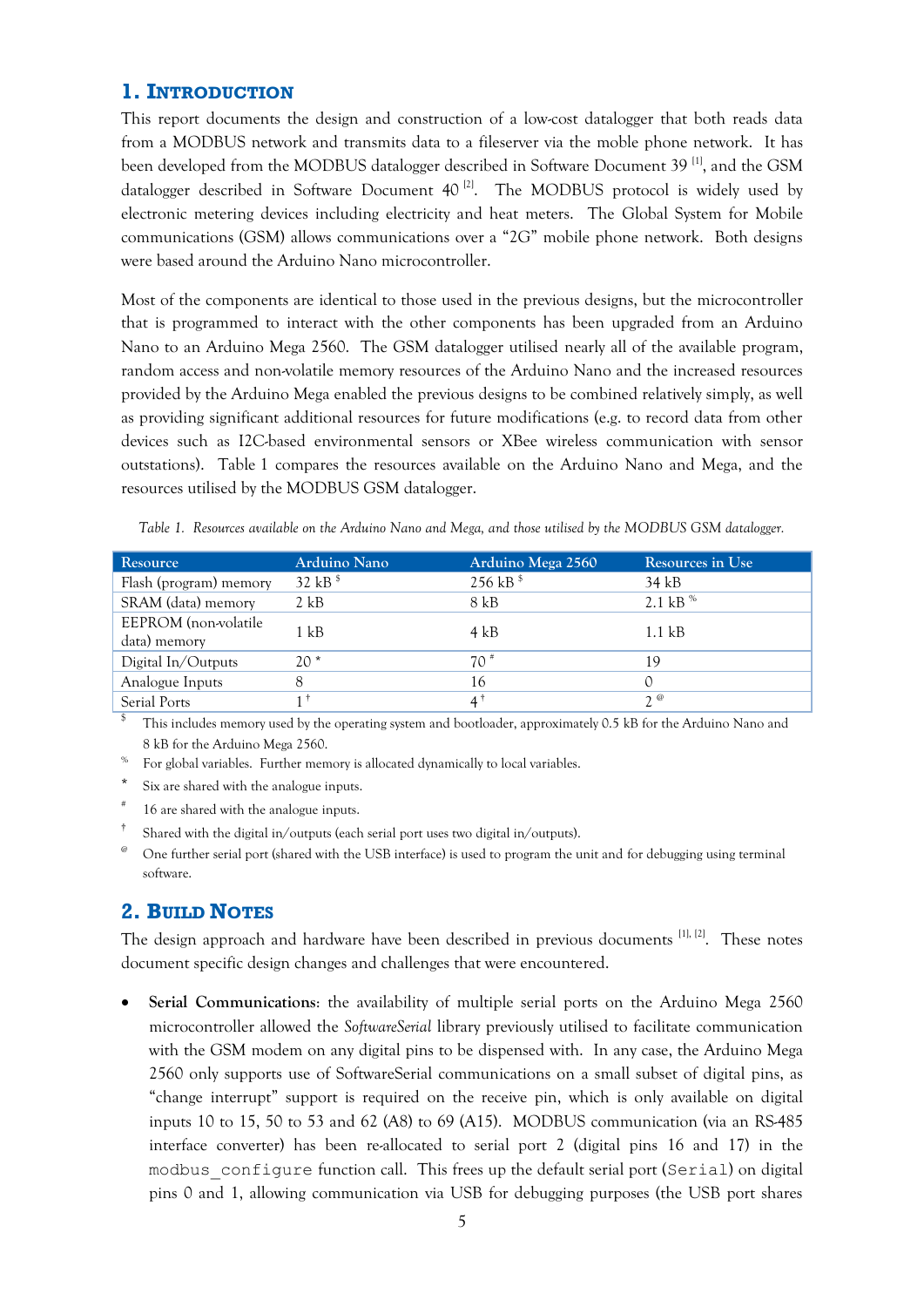## 1. Introduction

This report documents the design and construction of a low-cost datalogger that both reads data from a MODBUS network and transmits data to a fileserver via the moble phone network. It has been developed from the MODBUS datalogger described in Software Document 39 [1], and the GSM datalogger described in Software Document 40 [2]. The MODBUS protocol is widely used by electronic metering devices including electricity and heat meters. The Global System for Mobile communications (GSM) allows communications over a "2G" mobile phone network. Both designs were based around the Arduino Nano microcontroller.

Most of the components are identical to those used in the previous designs, but the microcontroller that is programmed to interact with the other components has been upgraded from an Arduino Nano to an Arduino Mega 2560. The GSM datalogger utilised nearly all of the available program, random access and non-volatile memory resources of the Arduino Nano and the increased resources provided by the Arduino Mega enabled the previous designs to be combined relatively simply, as well as providing significant additional resources for future modifications (e.g. to record data from other devices such as I2C-based environmental sensors or XBee wireless communication with sensor outstations). Table 1 compares the resources available on the Arduino Nano and Mega, and the resources utilised by the MODBUS GSM datalogger.

*Table 1. Resources available on the Arduino Nano and Mega, and those utilised by the MODBUS GSM datalogger.*

| Resource | Arduino Nano | Arduino Mega 2560 | Resources in Use |
|---|---|---|---|
| Flash (program) memory | 32 kB $ | 256 kB $ | 34 kB |
| SRAM (data) memory | 2 kB | 8 kB | 2.1 kB % |
| EEPROM (non-volatile data) memory | 1 kB | 4 kB | 1.1 kB |
| Digital In/Outputs | 20 * | 70 # | 19 |
| Analogue Inputs | 8 | 16 | 0 |
| Serial Ports | 1 † | 4 † | 2 @ |

$ This includes memory used by the operating system and bootloader, approximately 0.5 kB for the Arduino Nano and 8 kB for the Arduino Mega 2560.

% For global variables. Further memory is allocated dynamically to local variables.

* Six are shared with the analogue inputs.

# 16 are shared with the analogue inputs.

† Shared with the digital in/outputs (each serial port uses two digital in/outputs).

@ One further serial port (shared with the USB interface) is used to program the unit and for debugging using terminal software.

## 2. Build Notes

The design approach and hardware have been described in previous documents [1], [2]. These notes document specific design changes and challenges that were encountered.

- **Serial Communications**: the availability of multiple serial ports on the Arduino Mega 2560 microcontroller allowed the *SoftwareSerial* library previously utilised to facilitate communication with the GSM modem on any digital pins to be dispensed with. In any case, the Arduino Mega 2560 only supports use of SoftwareSerial communications on a small subset of digital pins, as "change interrupt" support is required on the receive pin, which is only available on digital inputs 10 to 15, 50 to 53 and 62 (A8) to 69 (A15). MODBUS communication (via an RS-485 interface converter) has been re-allocated to serial port 2 (digital pins 16 and 17) in the `modbus_configure` function call. This frees up the default serial port (`Serial`) on digital pins 0 and 1, allowing communication via USB for debugging purposes (the USB port shares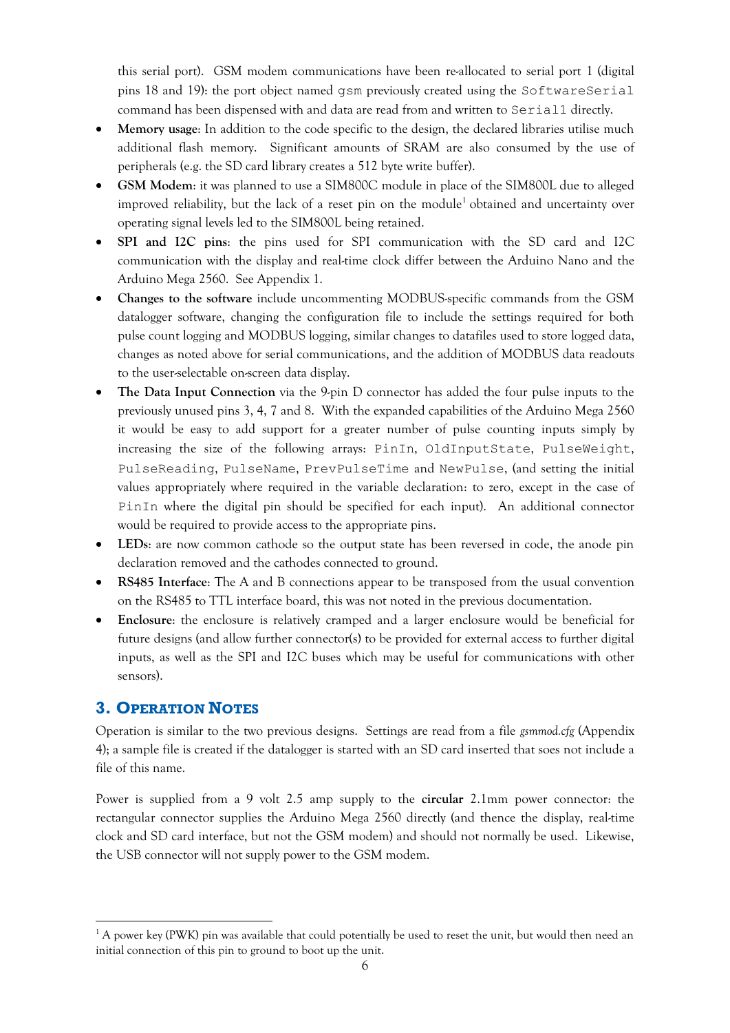this serial port). GSM modem communications have been re-allocated to serial port 1 (digital pins 18 and 19): the port object named `gsm` previously created using the `SoftwareSerial` command has been dispensed with and data are read from and written to `Serial1` directly.

- **Memory usage**: In addition to the code specific to the design, the declared libraries utilise much additional flash memory. Significant amounts of SRAM are also consumed by the use of peripherals (e.g. the SD card library creates a 512 byte write buffer).
- **GSM Modem**: it was planned to use a SIM800C module in place of the SIM800L due to alleged improved reliability, but the lack of a reset pin on the module[1] obtained and uncertainty over operating signal levels led to the SIM800L being retained.
- **SPI and I2C pins**: the pins used for SPI communication with the SD card and I2C communication with the display and real-time clock differ between the Arduino Nano and the Arduino Mega 2560. See Appendix 1.
- **Changes to the software** include uncommenting MODBUS-specific commands from the GSM datalogger software, changing the configuration file to include the settings required for both pulse count logging and MODBUS logging, similar changes to datafiles used to store logged data, changes as noted above for serial communications, and the addition of MODBUS data readouts to the user-selectable on-screen data display.
- **The Data Input Connection** via the 9-pin D connector has added the four pulse inputs to the previously unused pins 3, 4, 7 and 8. With the expanded capabilities of the Arduino Mega 2560 it would be easy to add support for a greater number of pulse counting inputs simply by increasing the size of the following arrays: `PinIn`, `OldInputState`, `PulseWeight`, `PulseReading`, `PulseName`, `PrevPulseTime` and `NewPulse`, (and setting the initial values appropriately where required in the variable declaration: to zero, except in the case of `PinIn` where the digital pin should be specified for each input). An additional connector would be required to provide access to the appropriate pins.
- **LEDs**: are now common cathode so the output state has been reversed in code, the anode pin declaration removed and the cathodes connected to ground.
- **RS485 Interface**: The A and B connections appear to be transposed from the usual convention on the RS485 to TTL interface board, this was not noted in the previous documentation.
- **Enclosure**: the enclosure is relatively cramped and a larger enclosure would be beneficial for future designs (and allow further connector(s) to be provided for external access to further digital inputs, as well as the SPI and I2C buses which may be useful for communications with other sensors).

## 3. Operation Notes

Operation is similar to the two previous designs. Settings are read from a file *gsmmod.cfg* (Appendix 4); a sample file is created if the datalogger is started with an SD card inserted that soes not include a file of this name.

Power is supplied from a 9 volt 2.5 amp supply to the **circular** 2.1mm power connector: the rectangular connector supplies the Arduino Mega 2560 directly (and thence the display, real-time clock and SD card interface, but not the GSM modem) and should not normally be used. Likewise, the USB connector will not supply power to the GSM modem.

---

[1] A power key (PWK) pin was available that could potentially be used to reset the unit, but would then need an initial connection of this pin to ground to boot up the unit.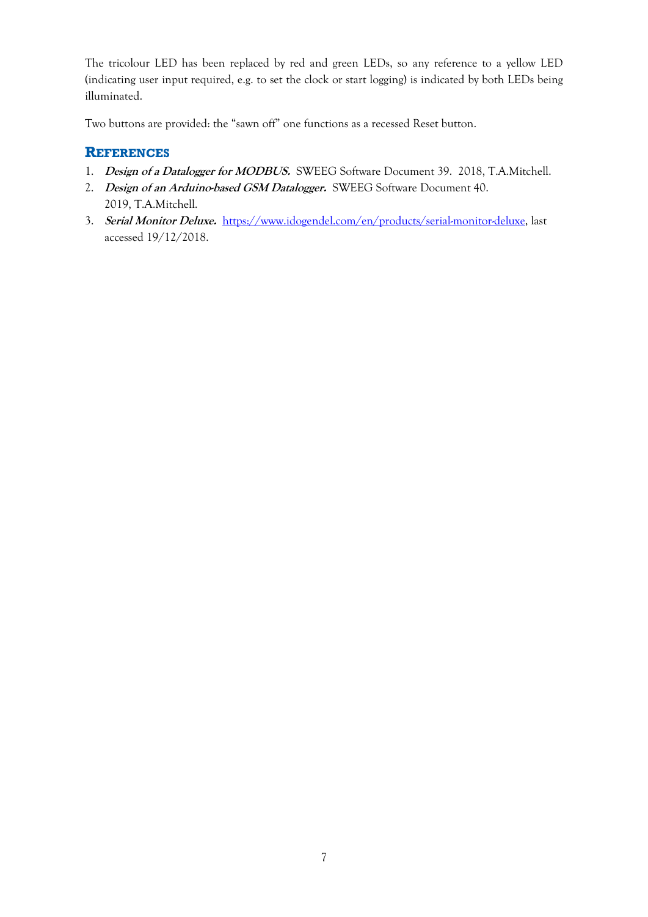The tricolour LED has been replaced by red and green LEDs, so any reference to a yellow LED (indicating user input required, e.g. to set the clock or start logging) is indicated by both LEDs being illuminated.

Two buttons are provided: the “sawn off” one functions as a recessed Reset button.

## References

1. ***Design of a Datalogger for MODBUS.*** SWEEG Software Document 39. 2018, T.A.Mitchell.
2. ***Design of an Arduino-based GSM Datalogger.*** SWEEG Software Document 40. 2019, T.A.Mitchell.
3. ***Serial Monitor Deluxe.*** [https://www.idogendel.com/en/products/serial-monitor-deluxe](https://www.idogendel.com/en/products/serial-monitor-deluxe), last accessed 19/12/2018.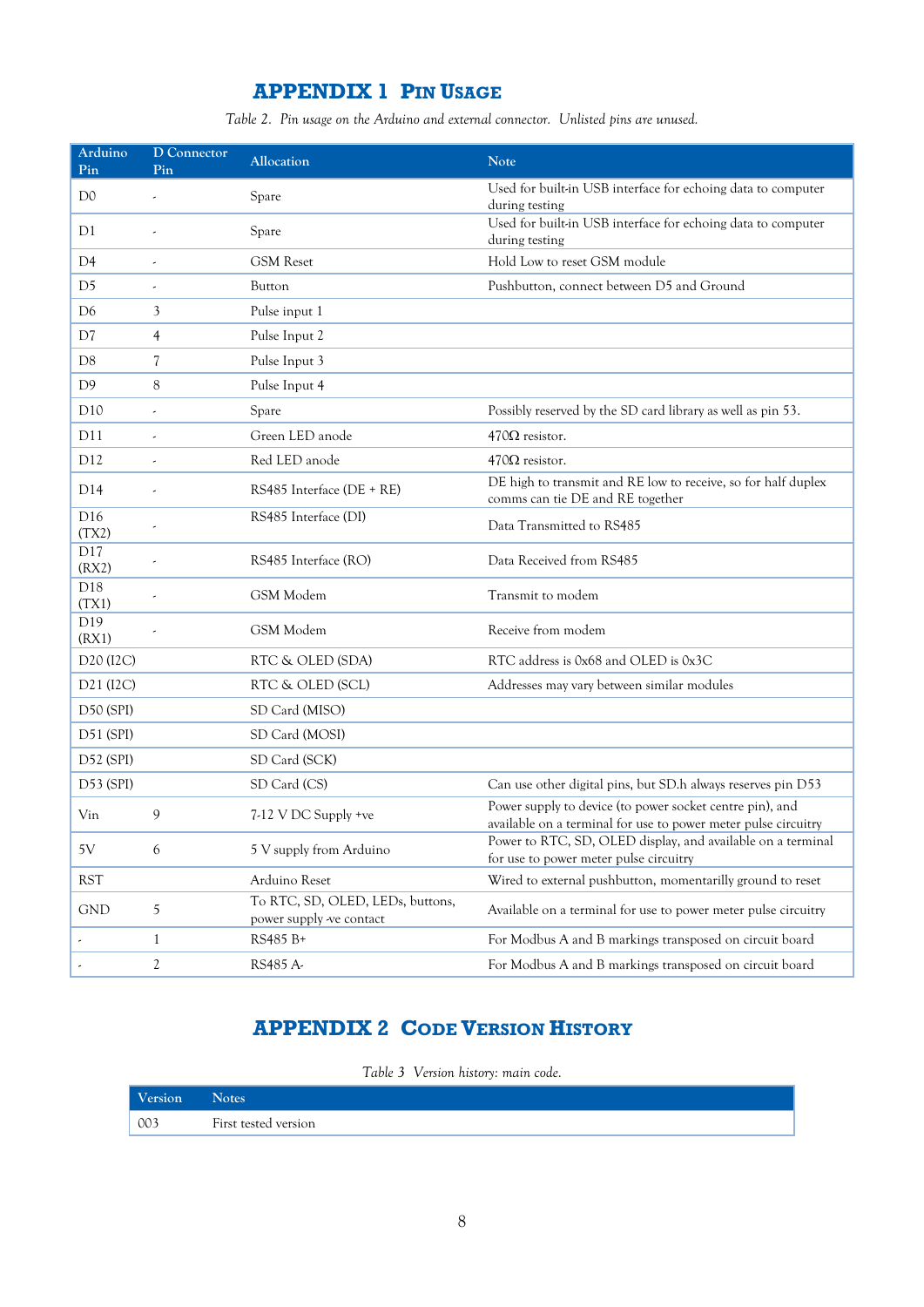# APPENDIX 1 PIN USAGE

*Table 2. Pin usage on the Arduino and external connector. Unlisted pins are unused.*

| Arduino Pin | D Connector Pin | Allocation | Note |
|---|---|---|---|
| D0 | - | Spare | Used for built-in USB interface for echoing data to computer during testing |
| D1 | - | Spare | Used for built-in USB interface for echoing data to computer during testing |
| D4 | - | GSM Reset | Hold Low to reset GSM module |
| D5 | - | Button | Pushbutton, connect between D5 and Ground |
| D6 | 3 | Pulse input 1 | |
| D7 | 4 | Pulse Input 2 | |
| D8 | 7 | Pulse Input 3 | |
| D9 | 8 | Pulse Input 4 | |
| D10 | - | Spare | Possibly reserved by the SD card library as well as pin 53. |
| D11 | - | Green LED anode | 470Ω resistor. |
| D12 | - | Red LED anode | 470Ω resistor. |
| D14 | - | RS485 Interface (DE + RE) | DE high to transmit and RE low to receive, so for half duplex comms can tie DE and RE together |
| D16 (TX2) | - | RS485 Interface (DI) | Data Transmitted to RS485 |
| D17 (RX2) | - | RS485 Interface (RO) | Data Received from RS485 |
| D18 (TX1) | - | GSM Modem | Transmit to modem |
| D19 (RX1) | - | GSM Modem | Receive from modem |
| D20 (I2C) | | RTC & OLED (SDA) | RTC address is 0x68 and OLED is 0x3C |
| D21 (I2C) | | RTC & OLED (SCL) | Addresses may vary between similar modules |
| D50 (SPI) | | SD Card (MISO) | |
| D51 (SPI) | | SD Card (MOSI) | |
| D52 (SPI) | | SD Card (SCK) | |
| D53 (SPI) | | SD Card (CS) | Can use other digital pins, but SD.h always reserves pin D53 |
| Vin | 9 | 7-12 V DC Supply +ve | Power supply to device (to power socket centre pin), and available on a terminal for use to power meter pulse circuitry |
| 5V | 6 | 5 V supply from Arduino | Power to RTC, SD, OLED display, and available on a terminal for use to power meter pulse circuitry |
| RST | | Arduino Reset | Wired to external pushbutton, momentarilly ground to reset |
| GND | 5 | To RTC, SD, OLED, LEDs, buttons, power supply -ve contact | Available on a terminal for use to power meter pulse circuitry |
| - | 1 | RS485 B+ | For Modbus A and B markings transposed on circuit board |
| - | 2 | RS485 A- | For Modbus A and B markings transposed on circuit board |

# APPENDIX 2 CODE VERSION HISTORY

*Table 3 Version history: main code.*

| Version | Notes |
|---|---|
| 003 | First tested version |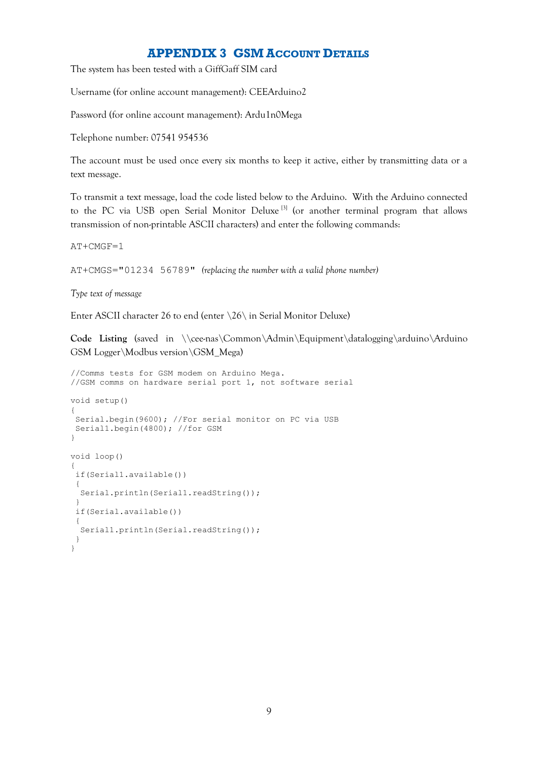# APPENDIX 3 GSM ACCOUNT DETAILS

The system has been tested with a GiffGaff SIM card

Username (for online account management): CEEArduino2

Password (for online account management): Ardu1n0Mega

Telephone number: 07541 954536

The account must be used once every six months to keep it active, either by transmitting data or a text message.

To transmit a text message, load the code listed below to the Arduino. With the Arduino connected to the PC via USB open Serial Monitor Deluxe [3] (or another terminal program that allows transmission of non-printable ASCII characters) and enter the following commands:

`AT+CMGF=1`

`AT+CMGS="01234 56789"` *(replacing the number with a valid phone number)*

*Type text of message*

Enter ASCII character 26 to end (enter \26\ in Serial Monitor Deluxe)

**Code Listing** (saved in \\cee-nas\Common\Admin\Equipment\datalogging\arduino\Arduino GSM Logger\Modbus version\GSM_Mega)

```
//Comms tests for GSM modem on Arduino Mega.
//GSM comms on hardware serial port 1, not software serial

void setup()
{
 Serial.begin(9600); //For serial monitor on PC via USB
 Serial1.begin(4800); //for GSM
}

void loop()
{
 if(Serial1.available())
 {
  Serial.println(Serial1.readString());
 }
 if(Serial.available())
 {
  Serial1.println(Serial.readString());
 }
}
```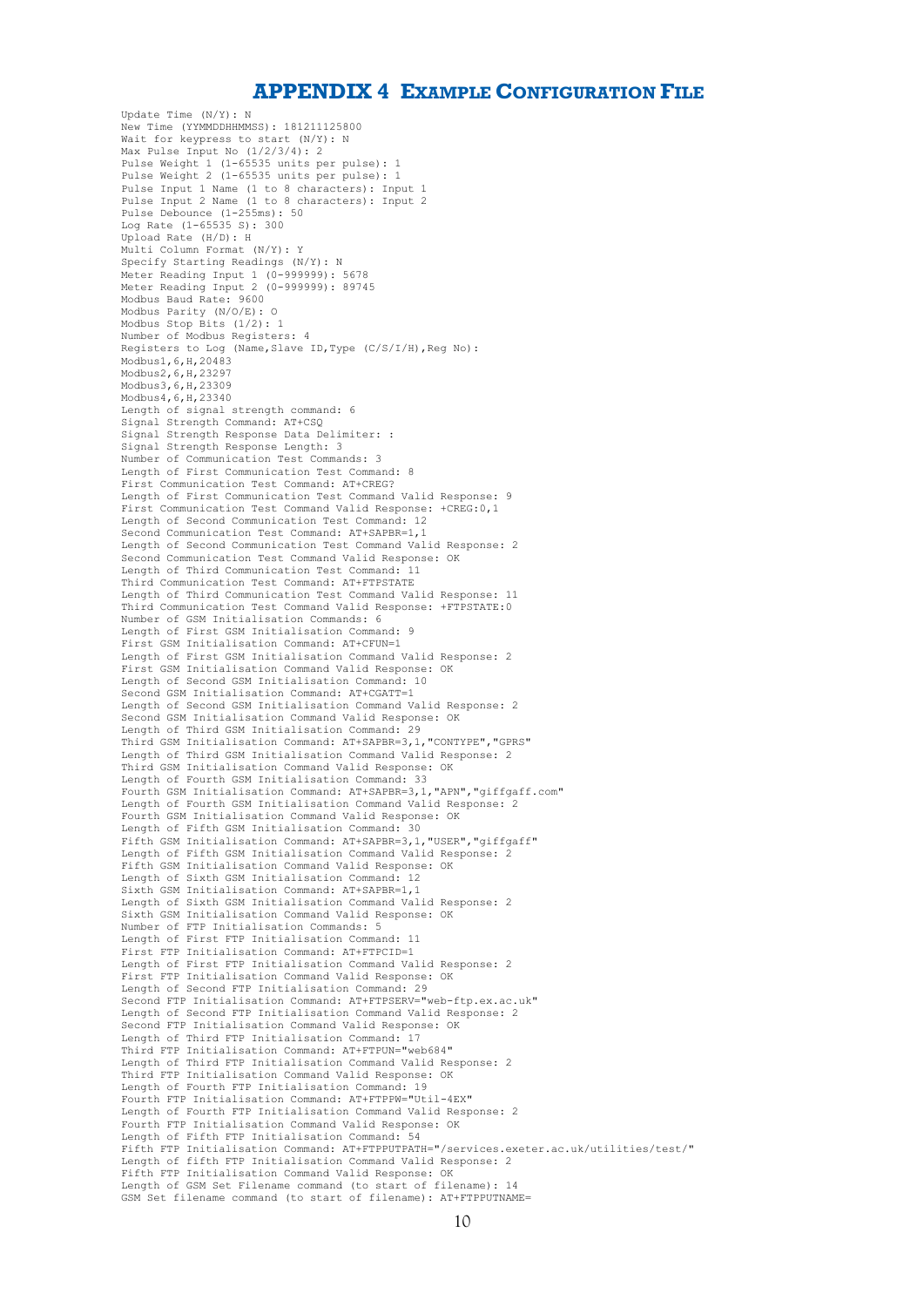# APPENDIX 4 EXAMPLE CONFIGURATION FILE

```
Update Time (N/Y): N
New Time (YYMMDDHHMMSS): 181211125800
Wait for keypress to start (N/Y): N
Max Pulse Input No (1/2/3/4): 2
Pulse Weight 1 (1-65535 units per pulse): 1
Pulse Weight 2 (1-65535 units per pulse): 1
Pulse Input 1 Name (1 to 8 characters): Input 1
Pulse Input 2 Name (1 to 8 characters): Input 2
Pulse Debounce (1-255ms): 50
Log Rate (1-65535 S): 300
Upload Rate (H/D): H
Multi Column Format (N/Y): Y
Specify Starting Readings (N/Y): N
Meter Reading Input 1 (0-999999): 5678
Meter Reading Input 2 (0-999999): 89745
Modbus Baud Rate: 9600
Modbus Parity (N/O/E): O
Modbus Stop Bits (1/2): 1
Number of Modbus Registers: 4
Registers to Log (Name,Slave ID,Type (C/S/I/H),Reg No):
Modbus1,6,H,20483
Modbus2,6,H,23297
Modbus3,6,H,23309
Modbus4,6,H,23340
Length of signal strength command: 6
Signal Strength Command: AT+CSQ
Signal Strength Response Data Delimiter: :
Signal Strength Response Length: 3
Number of Communication Test Commands: 3
Length of First Communication Test Command: 8
First Communication Test Command: AT+CREG?
Length of First Communication Test Command Valid Response: 9
First Communication Test Command Valid Response: +CREG:0,1
Length of Second Communication Test Command: 12
Second Communication Test Command: AT+SAPBR=1,1
Length of Second Communication Test Command Valid Response: 2
Second Communication Test Command Valid Response: OK
Length of Third Communication Test Command: 11
Third Communication Test Command: AT+FTPSTATE
Length of Third Communication Test Command Valid Response: 11
Third Communication Test Command Valid Response: +FTPSTATE:0
Number of GSM Initialisation Commands: 6
Length of First GSM Initialisation Command: 9
First GSM Initialisation Command: AT+CFUN=1
Length of First GSM Initialisation Command Valid Response: 2
First GSM Initialisation Command Valid Response: OK
Length of Second GSM Initialisation Command: 10
Second GSM Initialisation Command: AT+CGATT=1
Length of Second GSM Initialisation Command Valid Response: 2
Second GSM Initialisation Command Valid Response: OK
Length of Third GSM Initialisation Command: 29
Third GSM Initialisation Command: AT+SAPBR=3,1,"CONTYPE","GPRS"
Length of Third GSM Initialisation Command Valid Response: 2
Third GSM Initialisation Command Valid Response: OK
Length of Fourth GSM Initialisation Command: 33
Fourth GSM Initialisation Command: AT+SAPBR=3,1,"APN","giffgaff.com"
Length of Fourth GSM Initialisation Command Valid Response: 2
Fourth GSM Initialisation Command Valid Response: OK
Length of Fifth GSM Initialisation Command: 30
Fifth GSM Initialisation Command: AT+SAPBR=3,1,"USER","giffgaff"
Length of Fifth GSM Initialisation Command Valid Response: 2
Fifth GSM Initialisation Command Valid Response: OK
Length of Sixth GSM Initialisation Command: 12
Sixth GSM Initialisation Command: AT+SAPBR=1,1
Length of Sixth GSM Initialisation Command Valid Response: 2
Sixth GSM Initialisation Command Valid Response: OK
Number of FTP Initialisation Commands: 5
Length of First FTP Initialisation Command: 11
First FTP Initialisation Command: AT+FTPCID=1
Length of First FTP Initialisation Command Valid Response: 2
First FTP Initialisation Command Valid Response: OK
Length of Second FTP Initialisation Command: 29
Second FTP Initialisation Command: AT+FTPSERV="web-ftp.ex.ac.uk"
Length of Second FTP Initialisation Command Valid Response: 2
Second FTP Initialisation Command Valid Response: OK
Length of Third FTP Initialisation Command: 17
Third FTP Initialisation Command: AT+FTPUN="web684"
Length of Third FTP Initialisation Command Valid Response: 2
Third FTP Initialisation Command Valid Response: OK
Length of Fourth FTP Initialisation Command: 19
Fourth FTP Initialisation Command: AT+FTPPW="Util-4EX"
Length of Fourth FTP Initialisation Command Valid Response: 2
Fourth FTP Initialisation Command Valid Response: OK
Length of Fifth FTP Initialisation Command: 54
Fifth FTP Initialisation Command: AT+FTPPUTPATH="/services.exeter.ac.uk/utilities/test/"
Length of fifth FTP Initialisation Command Valid Response: 2
Fifth FTP Initialisation Command Valid Response: OK
Length of GSM Set Filename command (to start of filename): 14
GSM Set filename command (to start of filename): AT+FTPPUTNAME=
```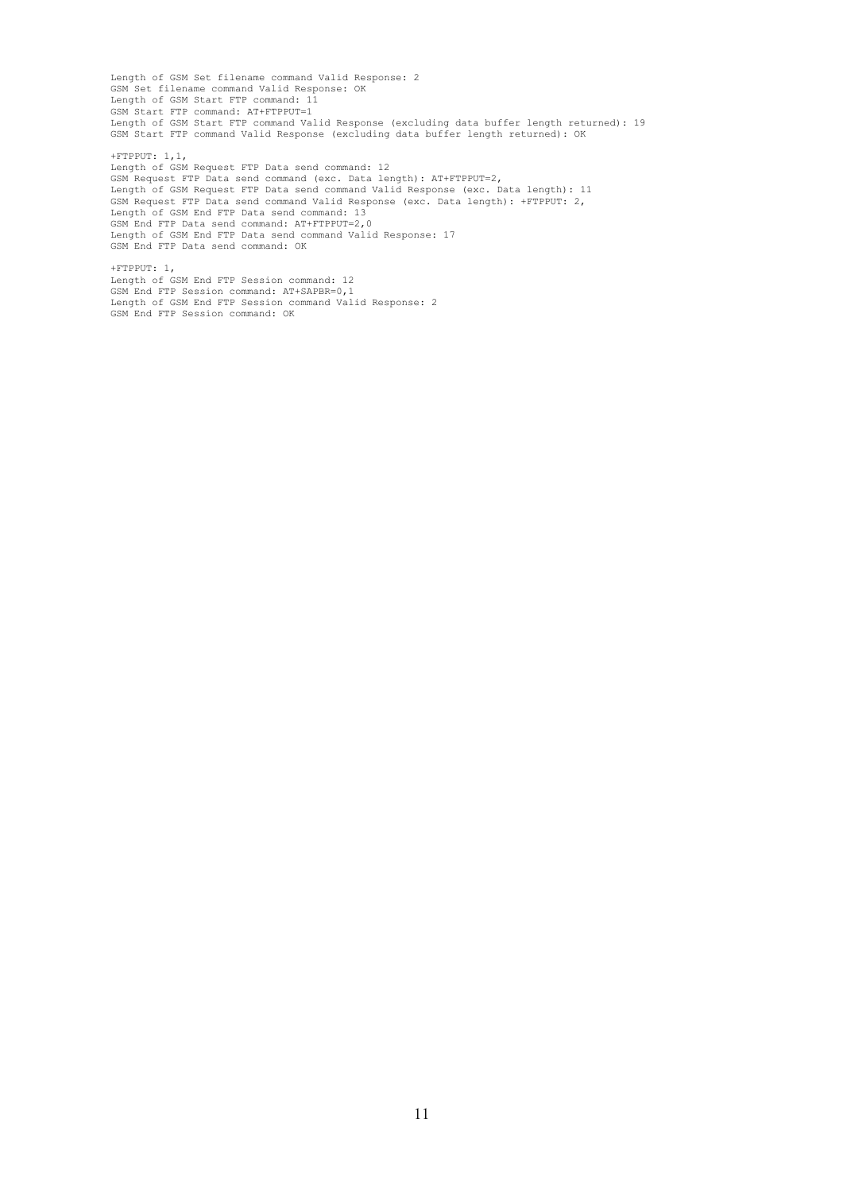```
Length of GSM Set filename command Valid Response: 2
GSM Set filename command Valid Response: OK
Length of GSM Start FTP command: 11
GSM Start FTP command: AT+FTPPUT=1
Length of GSM Start FTP command Valid Response (excluding data buffer length returned): 19
GSM Start FTP command Valid Response (excluding data buffer length returned): OK

+FTPPUT: 1,1,
Length of GSM Request FTP Data send command: 12
GSM Request FTP Data send command (exc. Data length): AT+FTPPUT=2,
Length of GSM Request FTP Data send command Valid Response (exc. Data length): 11
GSM Request FTP Data send command Valid Response (exc. Data length): +FTPPUT: 2,
Length of GSM End FTP Data send command: 13
GSM End FTP Data send command: AT+FTPPUT=2,0
Length of GSM End FTP Data send command Valid Response: 17
GSM End FTP Data send command: OK

+FTPPUT: 1,
Length of GSM End FTP Session command: 12
GSM End FTP Session command: AT+SAPBR=0,1
Length of GSM End FTP Session command Valid Response: 2
GSM End FTP Session command: OK
```